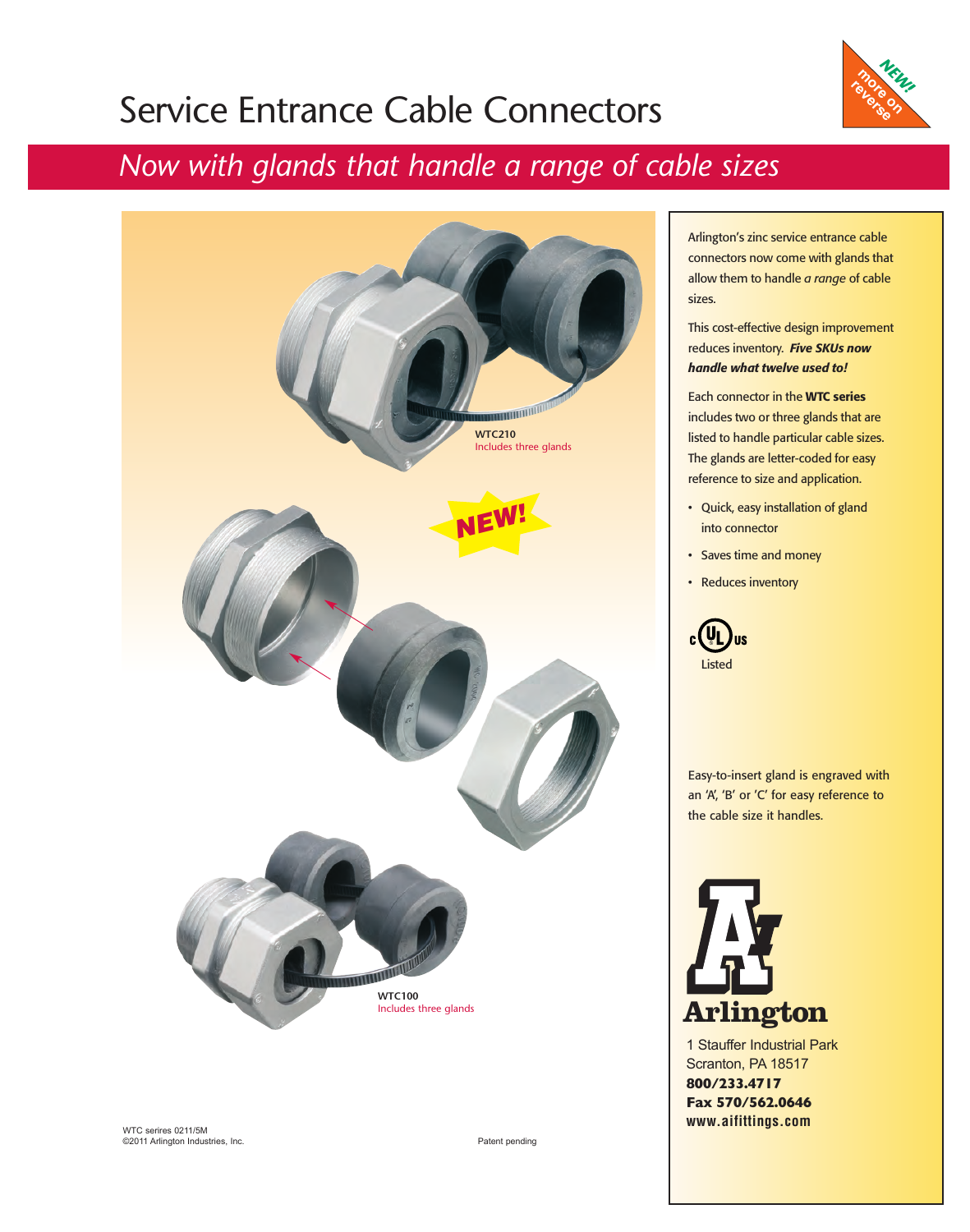# Service Entrance Cable Connectors

NEW! more on reverse

## *Now with glands that handle a range of cable sizes*

**WTC210**
Includes three glands

NEW!

**WTC100**
Includes three glands

Arlington's zinc service entrance cable connectors now come with glands that allow them to handle *a range* of cable sizes.

This cost-effective design improvement reduces inventory. ***Five SKUs now handle what twelve used to!***

Each connector in the **WTC series** includes two or three glands that are listed to handle particular cable sizes. The glands are letter-coded for easy reference to size and application.

- Quick, easy installation of gland into connector
- Saves time and money
- Reduces inventory

c UL us
Listed

Easy-to-insert gland is engraved with an 'A', 'B' or 'C' for easy reference to the cable size it handles.

**Arlington**

1 Stauffer Industrial Park
Scranton, PA 18517
**800/233.4717**
**Fax 570/562.0646**
**www.aifittings.com**

WTC serires 0211/5M
©2011 Arlington Industries, Inc.

Patent pending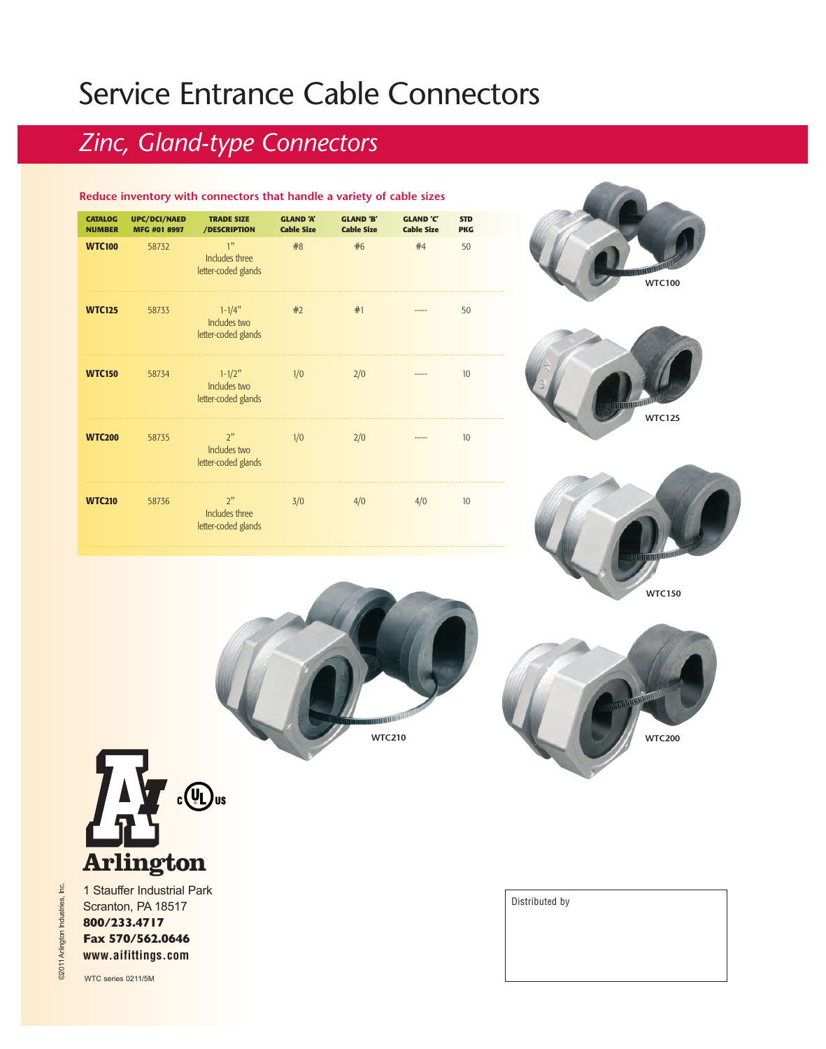# Service Entrance Cable Connectors

## *Zinc, Gland-type Connectors*

**Reduce inventory with connectors that handle a variety of cable sizes**

| CATALOG NUMBER | UPC/DCI/NAED MFG #01 8997 | TRADE SIZE /DESCRIPTION | GLAND 'A' Cable Size | GLAND 'B' Cable Size | GLAND 'C' Cable Size | STD PKG |
|---|---|---|---|---|---|---|
| **WTC100** | 58732 | 1" Includes three letter-coded glands | #8 | #6 | #4 | 50 |
| **WTC125** | 58733 | 1-1/4" Includes two letter-coded glands | #2 | #1 | ----- | 50 |
| **WTC150** | 58734 | 1-1/2" Includes two letter-coded glands | 1/0 | 2/0 | ----- | 10 |
| **WTC200** | 58735 | 2" Includes two letter-coded glands | 1/0 | 2/0 | ----- | 10 |
| **WTC210** | 58736 | 2" Includes three letter-coded glands | 3/0 | 4/0 | 4/0 | 10 |

WTC100

WTC125

WTC150

WTC210

WTC200

**Arlington**

1 Stauffer Industrial Park
Scranton, PA 18517
**800/233.4717**
**Fax 570/562.0646**
**www.aifittings.com**

©2011 Arlington Industries, Inc.

WTC series 0211/5M

Distributed by